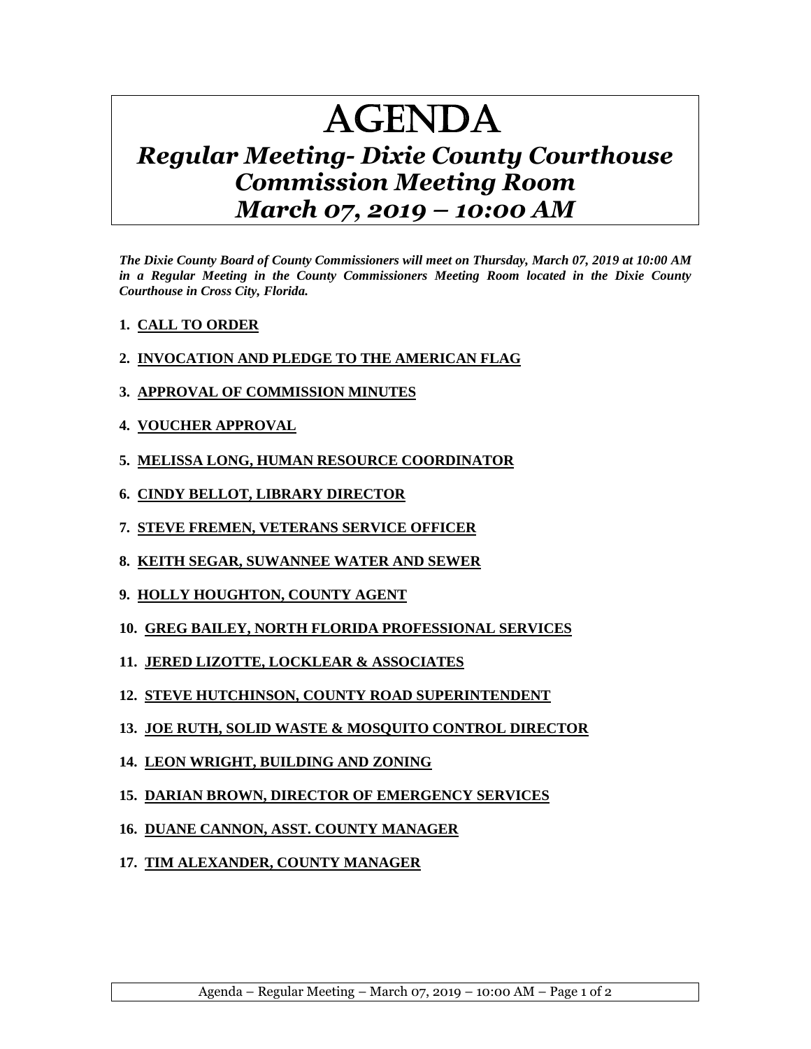# AGENDA

## *Regular Meeting- Dixie County Courthouse Commission Meeting Room March 07, 2019 – 10:00 AM*

***The Dixie County Board of County Commissioners will meet on Thursday, March 07, 2019 at 10:00 AM in a Regular Meeting in the County Commissioners Meeting Room located in the Dixie County Courthouse in Cross City, Florida.***

1. **CALL TO ORDER**
2. **INVOCATION AND PLEDGE TO THE AMERICAN FLAG**
3. **APPROVAL OF COMMISSION MINUTES**
4. **VOUCHER APPROVAL**
5. **MELISSA LONG, HUMAN RESOURCE COORDINATOR**
6. **CINDY BELLOT, LIBRARY DIRECTOR**
7. **STEVE FREMEN, VETERANS SERVICE OFFICER**
8. **KEITH SEGAR, SUWANNEE WATER AND SEWER**
9. **HOLLY HOUGHTON, COUNTY AGENT**
10. **GREG BAILEY, NORTH FLORIDA PROFESSIONAL SERVICES**
11. **JERED LIZOTTE, LOCKLEAR & ASSOCIATES**
12. **STEVE HUTCHINSON, COUNTY ROAD SUPERINTENDENT**
13. **JOE RUTH, SOLID WASTE & MOSQUITO CONTROL DIRECTOR**
14. **LEON WRIGHT, BUILDING AND ZONING**
15. **DARIAN BROWN, DIRECTOR OF EMERGENCY SERVICES**
16. **DUANE CANNON, ASST. COUNTY MANAGER**
17. **TIM ALEXANDER, COUNTY MANAGER**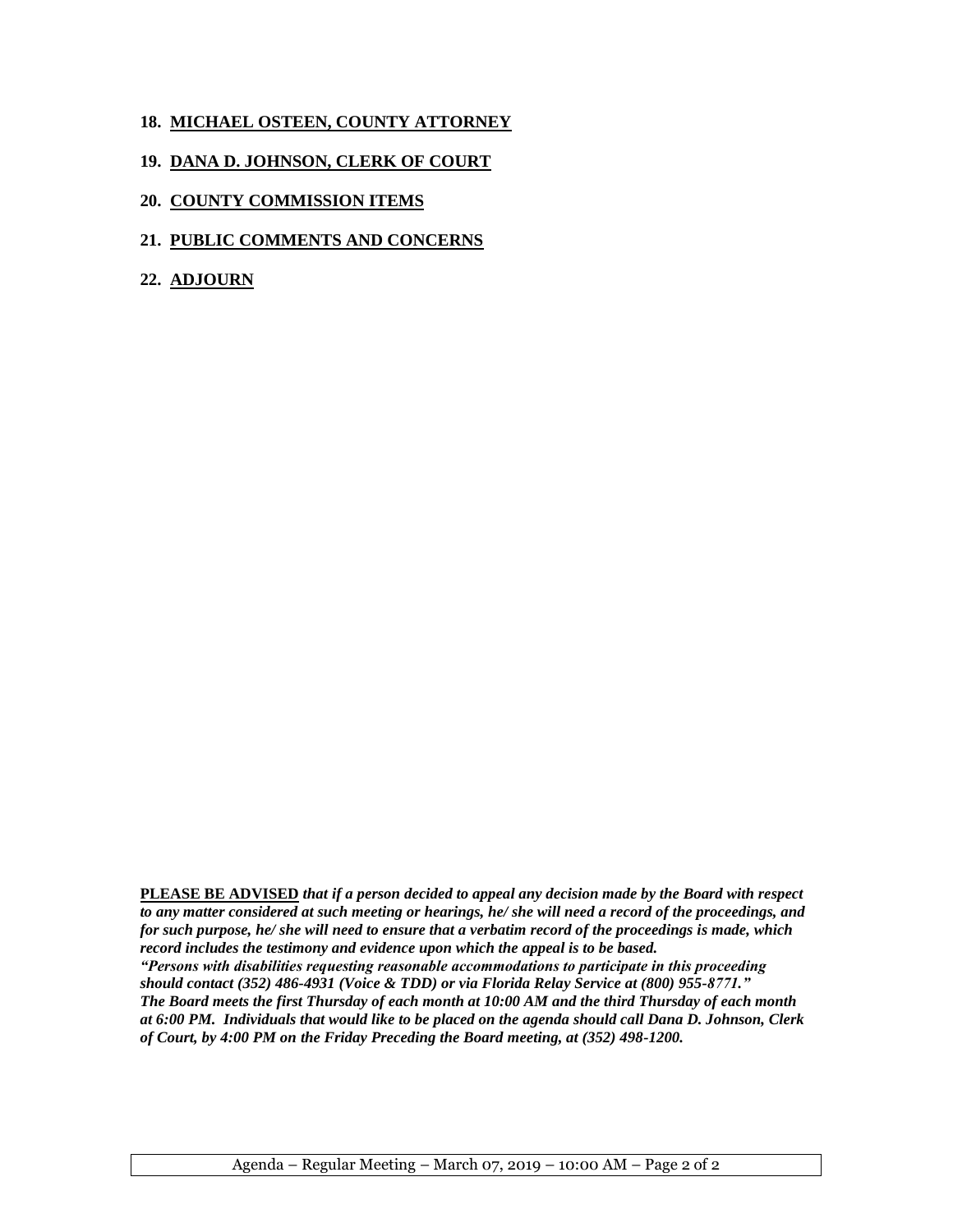**18. MICHAEL OSTEEN, COUNTY ATTORNEY**

**19. DANA D. JOHNSON, CLERK OF COURT**

**20. COUNTY COMMISSION ITEMS**

**21. PUBLIC COMMENTS AND CONCERNS**

**22. ADJOURN**

**PLEASE BE ADVISED** ***that if a person decided to appeal any decision made by the Board with respect to any matter considered at such meeting or hearings, he/ she will need a record of the proceedings, and for such purpose, he/ she will need to ensure that a verbatim record of the proceedings is made, which record includes the testimony and evidence upon which the appeal is to be based.***
***"Persons with disabilities requesting reasonable accommodations to participate in this proceeding should contact (352) 486-4931 (Voice & TDD) or via Florida Relay Service at (800) 955-8771."***
***The Board meets the first Thursday of each month at 10:00 AM and the third Thursday of each month at 6:00 PM. Individuals that would like to be placed on the agenda should call Dana D. Johnson, Clerk of Court, by 4:00 PM on the Friday Preceding the Board meeting, at (352) 498-1200.***